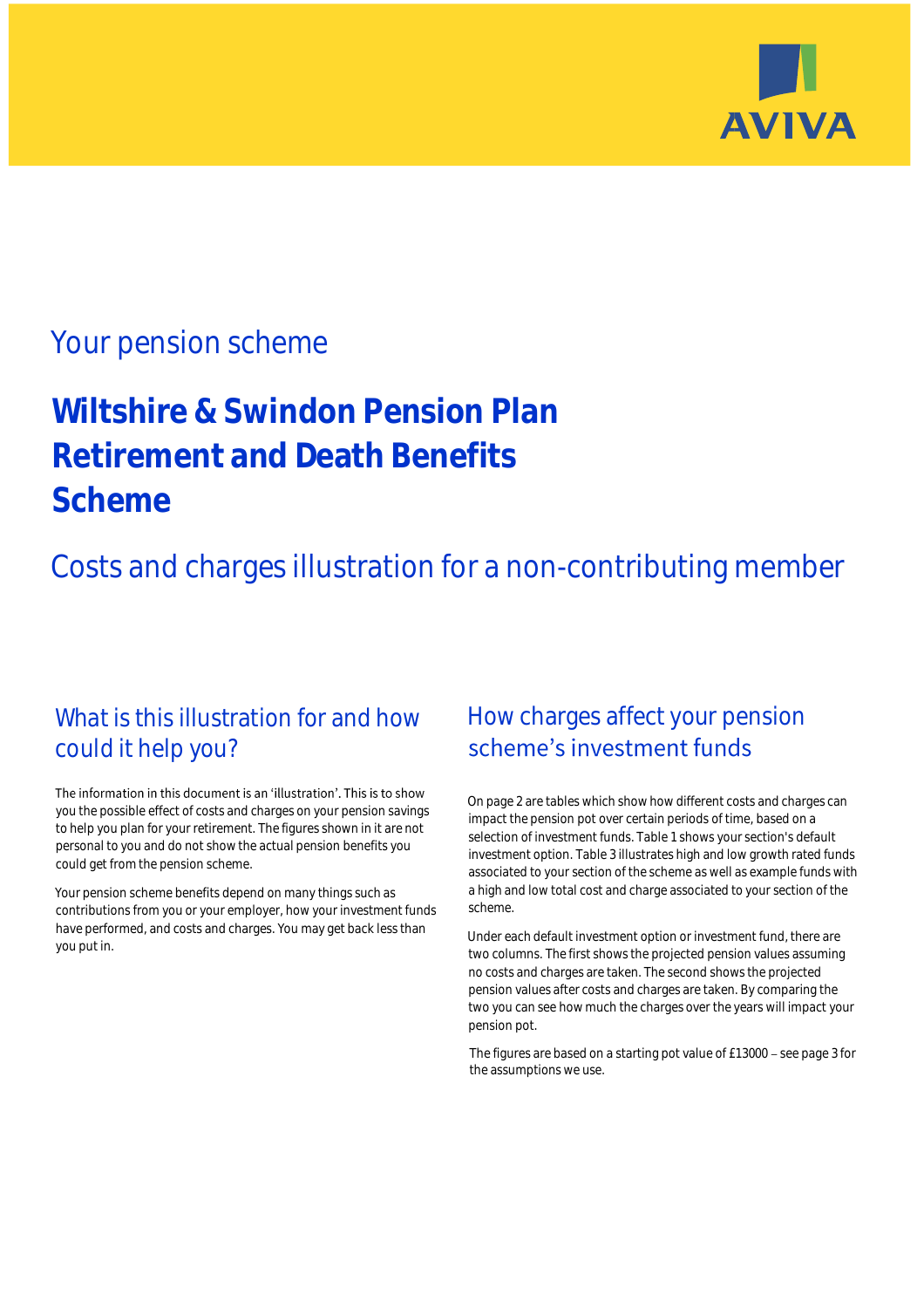AVIVA

Your pension scheme

# Wiltshire & Swindon Pension Plan Retirement and Death Benefits Scheme

## Costs and charges illustration for a non-contributing member

### What is this illustration for and how could it help you?

The information in this document is an 'illustration'. This is to show you the possible effect of costs and charges on your pension savings to help you plan for your retirement. The figures shown in it are not personal to you and do not show the actual pension benefits you could get from the pension scheme.

Your pension scheme benefits depend on many things such as contributions from you or your employer, how your investment funds have performed, and costs and charges. You may get back less than you put in.

### How charges affect your pension scheme's investment funds

On page 2 are tables which show how different costs and charges can impact the pension pot over certain periods of time, based on a selection of investment funds. Table 1 shows your section's default investment option. Table 3 illustrates high and low growth rated funds associated to your section of the scheme as well as example funds with a high and low total cost and charge associated to your section of the scheme.

Under each default investment option or investment fund, there are two columns. The first shows the projected pension values assuming no costs and charges are taken. The second shows the projected pension values after costs and charges are taken. By comparing the two you can see how much the charges over the years will impact your pension pot.

The figures are based on a starting pot value of £13000 – see page 3 for the assumptions we use.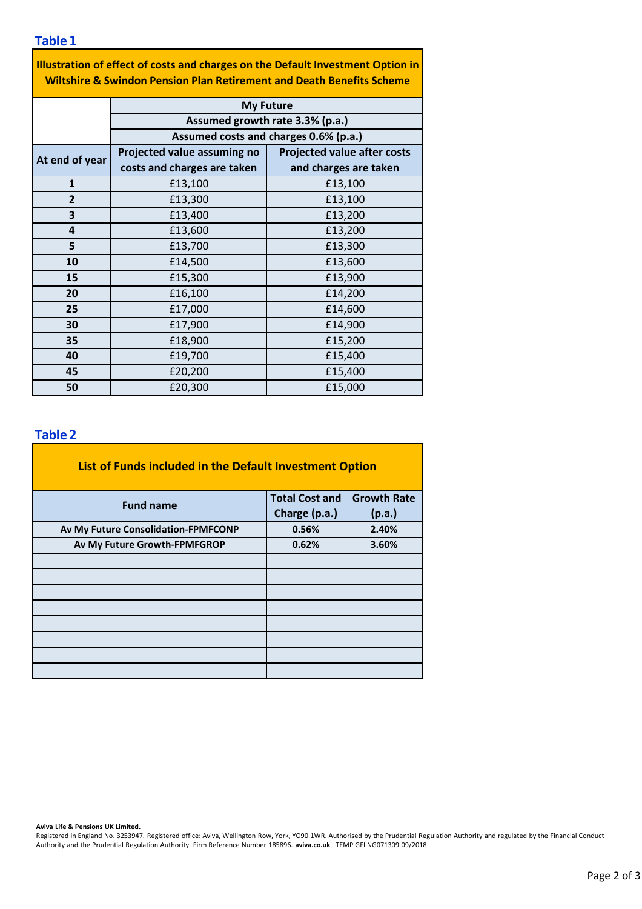### Table 1

| Illustration of effect of costs and charges on the Default Investment Option in Wiltshire & Swindon Pension Plan Retirement and Death Benefits Scheme | | |
|---|---|---|
| | My Future | |
| | Assumed growth rate 3.3% (p.a.) | |
| | Assumed costs and charges 0.6% (p.a.) | |
| **At end of year** | **Projected value assuming no costs and charges are taken** | **Projected value after costs and charges are taken** |
| **1** | £13,100 | £13,100 |
| **2** | £13,300 | £13,100 |
| **3** | £13,400 | £13,200 |
| **4** | £13,600 | £13,200 |
| **5** | £13,700 | £13,300 |
| **10** | £14,500 | £13,600 |
| **15** | £15,300 | £13,900 |
| **20** | £16,100 | £14,200 |
| **25** | £17,000 | £14,600 |
| **30** | £17,900 | £14,900 |
| **35** | £18,900 | £15,200 |
| **40** | £19,700 | £15,400 |
| **45** | £20,200 | £15,400 |
| **50** | £20,300 | £15,000 |

### Table 2

**List of Funds included in the Default Investment Option**

| Fund name | Total Cost and Charge (p.a.) | Growth Rate (p.a.) |
|---|---|---|
| **Av My Future Consolidation-FPMFCONP** | **0.56%** | **2.40%** |
| **Av My Future Growth-FPMFGROP** | **0.62%** | **3.60%** |
| | | |
| | | |
| | | |
| | | |
| | | |
| | | |
| | | |
| | | |

**Aviva Life & Pensions UK Limited.**
Registered in England No. 3253947. Registered office: Aviva, Wellington Row, York, YO90 1WR. Authorised by the Prudential Regulation Authority and regulated by the Financial Conduct Authority and the Prudential Regulation Authority. Firm Reference Number 185896. **aviva.co.uk** TEMP GFI NG071309 09/2018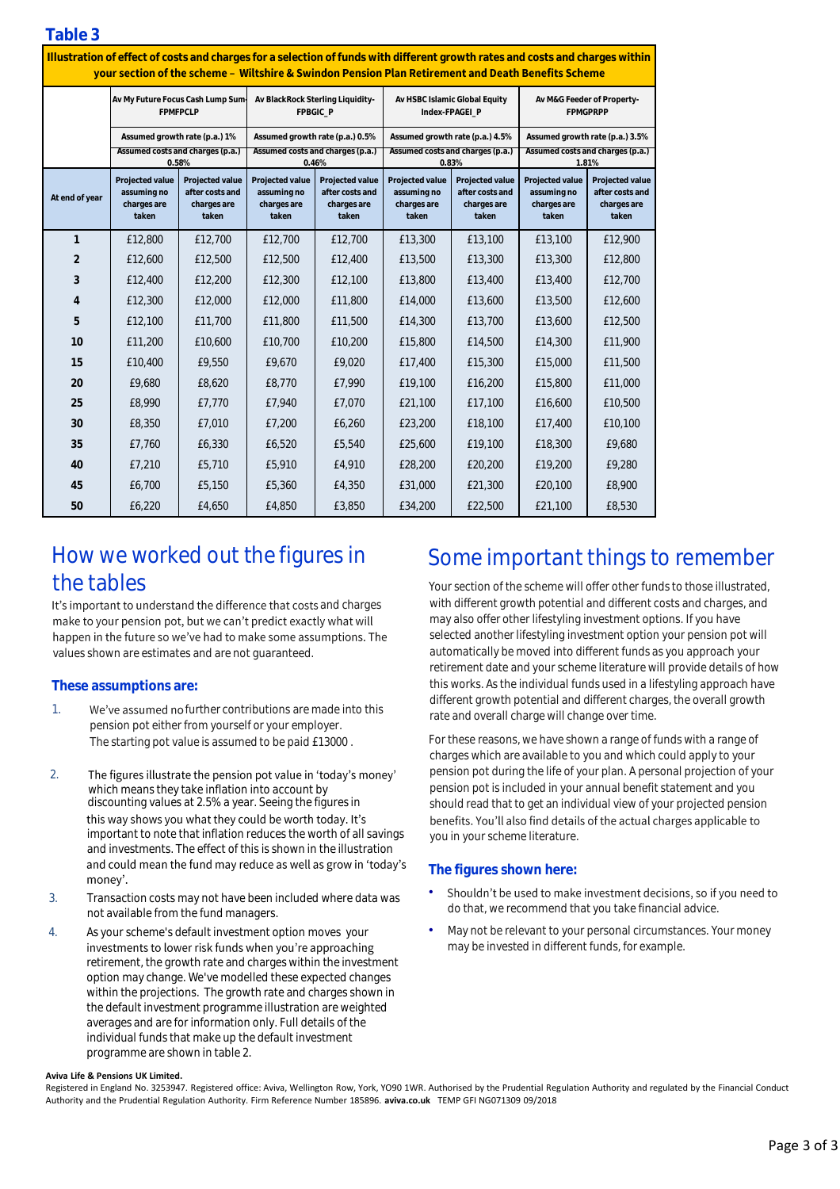## Table 3

| Illustration of effect of costs and charges for a selection of funds with different growth rates and costs and charges within your section of the scheme – Wiltshire & Swindon Pension Plan Retirement and Death Benefits Scheme | | | | | | | | |
|---|---|---|---|---|---|---|---|---|
| | Av My Future Focus Cash Lump Sum-FPMFPCLP | | Av BlackRock Sterling Liquidity-FPBGIC_P | | Av HSBC Islamic Global Equity Index-FPAGEI_P | | Av M&G Feeder of Property-FPMGPRPP | |
| | Assumed growth rate (p.a.) 1% | | Assumed growth rate (p.a.) 0.5% | | Assumed growth rate (p.a.) 4.5% | | Assumed growth rate (p.a.) 3.5% | |
| | Assumed costs and charges (p.a.) 0.58% | | Assumed costs and charges (p.a.) 0.46% | | Assumed costs and charges (p.a.) 0.83% | | Assumed costs and charges (p.a.) 1.81% | |
| At end of year | Projected value assuming no charges are taken | Projected value after costs and charges are taken | Projected value assuming no charges are taken | Projected value after costs and charges are taken | Projected value assuming no charges are taken | Projected value after costs and charges are taken | Projected value assuming no charges are taken | Projected value after costs and charges are taken |
| 1 | £12,800 | £12,700 | £12,700 | £12,700 | £13,300 | £13,100 | £13,100 | £12,900 |
| 2 | £12,600 | £12,500 | £12,500 | £12,400 | £13,500 | £13,300 | £13,300 | £12,800 |
| 3 | £12,400 | £12,200 | £12,300 | £12,100 | £13,800 | £13,400 | £13,400 | £12,700 |
| 4 | £12,300 | £12,000 | £12,000 | £11,800 | £14,000 | £13,600 | £13,500 | £12,600 |
| 5 | £12,100 | £11,700 | £11,800 | £11,500 | £14,300 | £13,700 | £13,600 | £12,500 |
| 10 | £11,200 | £10,600 | £10,700 | £10,200 | £15,800 | £14,500 | £14,300 | £11,900 |
| 15 | £10,400 | £9,550 | £9,670 | £9,020 | £17,400 | £15,300 | £15,000 | £11,500 |
| 20 | £9,680 | £8,620 | £8,770 | £7,990 | £19,100 | £16,200 | £15,800 | £11,000 |
| 25 | £8,990 | £7,770 | £7,940 | £7,070 | £21,100 | £17,100 | £16,600 | £10,500 |
| 30 | £8,350 | £7,010 | £7,200 | £6,260 | £23,200 | £18,100 | £17,400 | £10,100 |
| 35 | £7,760 | £6,330 | £6,520 | £5,540 | £25,600 | £19,100 | £18,300 | £9,680 |
| 40 | £7,210 | £5,710 | £5,910 | £4,910 | £28,200 | £20,200 | £19,200 | £9,280 |
| 45 | £6,700 | £5,150 | £5,360 | £4,350 | £31,000 | £21,300 | £20,100 | £8,900 |
| 50 | £6,220 | £4,650 | £4,850 | £3,850 | £34,200 | £22,500 | £21,100 | £8,530 |

# How we worked out the figures in the tables

It's important to understand the difference that costs and charges make to your pension pot, but we can't predict exactly what will happen in the future so we've had to make some assumptions. The values shown are estimates and are not guaranteed.

### These assumptions are:

1. We've assumed no further contributions are made into this pension pot either from yourself or your employer. The starting pot value is assumed to be paid £13000 .
2. The figures illustrate the pension pot value in 'today's money' which means they take inflation into account by discounting values at 2.5% a year. Seeing the figures in this way shows you what they could be worth today. It's important to note that inflation reduces the worth of all savings and investments. The effect of this is shown in the illustration and could mean the fund may reduce as well as grow in 'today's money'.
3. Transaction costs may not have been included where data was not available from the fund managers.
4. As your scheme's default investment option moves your investments to lower risk funds when you're approaching retirement, the growth rate and charges within the investment option may change. We've modelled these expected changes within the projections. The growth rate and charges shown in the default investment programme illustration are weighted averages and are for information only. Full details of the individual funds that make up the default investment programme are shown in table 2.

# Some important things to remember

Your section of the scheme will offer other funds to those illustrated, with different growth potential and different costs and charges, and may also offer other lifestyling investment options. If you have selected another lifestyling investment option your pension pot will automatically be moved into different funds as you approach your retirement date and your scheme literature will provide details of how this works. As the individual funds used in a lifestyling approach have different growth potential and different charges, the overall growth rate and overall charge will change over time.

For these reasons, we have shown a range of funds with a range of charges which are available to you and which could apply to your pension pot during the life of your plan. A personal projection of your pension pot is included in your annual benefit statement and you should read that to get an individual view of your projected pension benefits. You'll also find details of the actual charges applicable to you in your scheme literature.

### The figures shown here:

- Shouldn't be used to make investment decisions, so if you need to do that, we recommend that you take financial advice.
- May not be relevant to your personal circumstances. Your money may be invested in different funds, for example.

**Aviva Life & Pensions UK Limited.**
Registered in England No. 3253947. Registered office: Aviva, Wellington Row, York, YO90 1WR. Authorised by the Prudential Regulation Authority and regulated by the Financial Conduct Authority and the Prudential Regulation Authority. Firm Reference Number 185896. **aviva.co.uk** TEMP GFI NG071309 09/2018